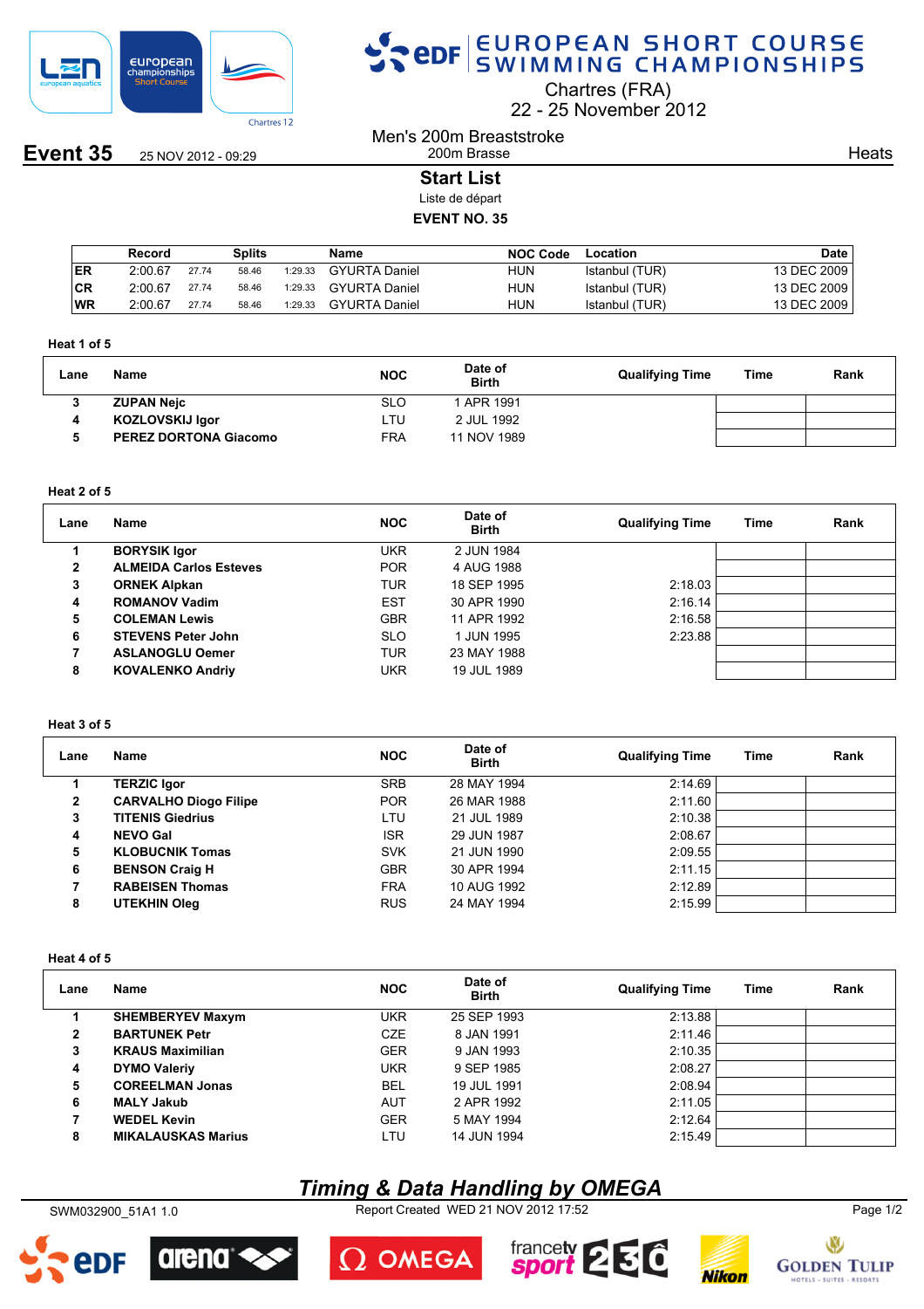# EUROPEAN SHORT COURSE SWIMMING CHAMPIONSHIPS

Chartres (FRA)
22 - 25 November 2012

**Event 35** 25 NOV 2012 - 09:29

Men's 200m Breaststroke
200m Brasse

Heats

## Start List

Liste de départ

**EVENT NO. 35**

| | Record | Splits | | | Name | NOC Code | Location | Date |
|---|---|---|---|---|---|---|---|---|
| ER | 2:00.67 | 27.74 | 58.46 | 1:29.33 | GYURTA Daniel | HUN | Istanbul (TUR) | 13 DEC 2009 |
| CR | 2:00.67 | 27.74 | 58.46 | 1:29.33 | GYURTA Daniel | HUN | Istanbul (TUR) | 13 DEC 2009 |
| WR | 2:00.67 | 27.74 | 58.46 | 1:29.33 | GYURTA Daniel | HUN | Istanbul (TUR) | 13 DEC 2009 |

### Heat 1 of 5

| Lane | Name | NOC | Date of Birth | Qualifying Time | Time | Rank |
|---|---|---|---|---|---|---|
| 3 | **ZUPAN Nejc** | SLO | 1 APR 1991 | | | |
| 4 | **KOZLOVSKIJ Igor** | LTU | 2 JUL 1992 | | | |
| 5 | **PEREZ DORTONA Giacomo** | FRA | 11 NOV 1989 | | | |

### Heat 2 of 5

| Lane | Name | NOC | Date of Birth | Qualifying Time | Time | Rank |
|---|---|---|---|---|---|---|
| 1 | **BORYSIK Igor** | UKR | 2 JUN 1984 | | | |
| 2 | **ALMEIDA Carlos Esteves** | POR | 4 AUG 1988 | | | |
| 3 | **ORNEK Alpkan** | TUR | 18 SEP 1995 | 2:18.03 | | |
| 4 | **ROMANOV Vadim** | EST | 30 APR 1990 | 2:16.14 | | |
| 5 | **COLEMAN Lewis** | GBR | 11 APR 1992 | 2:16.58 | | |
| 6 | **STEVENS Peter John** | SLO | 1 JUN 1995 | 2:23.88 | | |
| 7 | **ASLANOGLU Oemer** | TUR | 23 MAY 1988 | | | |
| 8 | **KOVALENKO Andriy** | UKR | 19 JUL 1989 | | | |

### Heat 3 of 5

| Lane | Name | NOC | Date of Birth | Qualifying Time | Time | Rank |
|---|---|---|---|---|---|---|
| 1 | **TERZIC Igor** | SRB | 28 MAY 1994 | 2:14.69 | | |
| 2 | **CARVALHO Diogo Filipe** | POR | 26 MAR 1988 | 2:11.60 | | |
| 3 | **TITENIS Giedrius** | LTU | 21 JUL 1989 | 2:10.38 | | |
| 4 | **NEVO Gal** | ISR | 29 JUN 1987 | 2:08.67 | | |
| 5 | **KLOBUCNIK Tomas** | SVK | 21 JUN 1990 | 2:09.55 | | |
| 6 | **BENSON Craig H** | GBR | 30 APR 1994 | 2:11.15 | | |
| 7 | **RABEISEN Thomas** | FRA | 10 AUG 1992 | 2:12.89 | | |
| 8 | **UTEKHIN Oleg** | RUS | 24 MAY 1994 | 2:15.99 | | |

### Heat 4 of 5

| Lane | Name | NOC | Date of Birth | Qualifying Time | Time | Rank |
|---|---|---|---|---|---|---|
| 1 | **SHEMBERYEV Maxym** | UKR | 25 SEP 1993 | 2:13.88 | | |
| 2 | **BARTUNEK Petr** | CZE | 8 JAN 1991 | 2:11.46 | | |
| 3 | **KRAUS Maximilian** | GER | 9 JAN 1993 | 2:10.35 | | |
| 4 | **DYMO Valeriy** | UKR | 9 SEP 1985 | 2:08.27 | | |
| 5 | **COREELMAN Jonas** | BEL | 19 JUL 1991 | 2:08.94 | | |
| 6 | **MALY Jakub** | AUT | 2 APR 1992 | 2:11.05 | | |
| 7 | **WEDEL Kevin** | GER | 5 MAY 1994 | 2:12.64 | | |
| 8 | **MIKALAUSKAS Marius** | LTU | 14 JUN 1994 | 2:15.49 | | |

*Timing & Data Handling by OMEGA*

SWM032900_51A1 1.0 Report Created WED 21 NOV 2012 17:52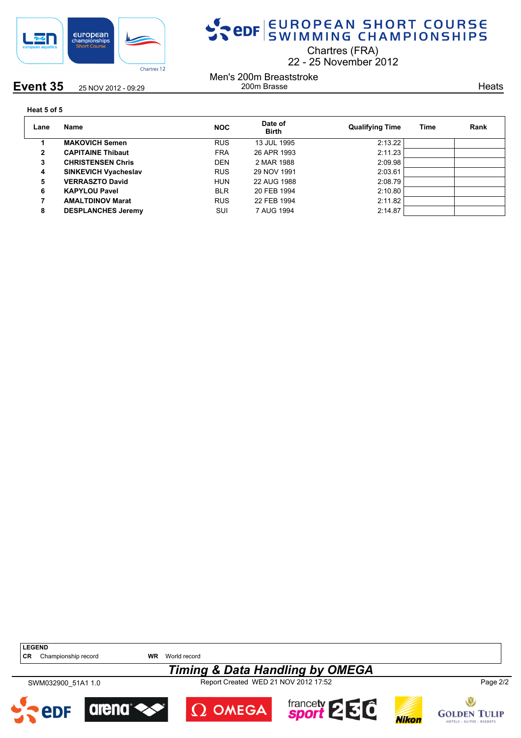# EUROPEAN SHORT COURSE SWIMMING CHAMPIONSHIPS

Chartres (FRA)
22 - 25 November 2012

## Event 35 — 25 NOV 2012 - 09:29

Men's 200m Breaststroke
200m Brasse

Heats

### Heat 5 of 5

| Lane | Name | NOC | Date of Birth | Qualifying Time | Time | Rank |
|---|---|---|---|---|---|---|
| 1 | **MAKOVICH Semen** | RUS | 13 JUL 1995 | 2:13.22 | | |
| 2 | **CAPITAINE Thibaut** | FRA | 26 APR 1993 | 2:11.23 | | |
| 3 | **CHRISTENSEN Chris** | DEN | 2 MAR 1988 | 2:09.98 | | |
| 4 | **SINKEVICH Vyacheslav** | RUS | 29 NOV 1991 | 2:03.61 | | |
| 5 | **VERRASZTO David** | HUN | 22 AUG 1988 | 2:08.79 | | |
| 6 | **KAPYLOU Pavel** | BLR | 20 FEB 1994 | 2:10.80 | | |
| 7 | **AMALTDINOV Marat** | RUS | 22 FEB 1994 | 2:11.82 | | |
| 8 | **DESPLANCHES Jeremy** | SUI | 7 AUG 1994 | 2:14.87 | | |

**LEGEND**
**CR** Championship record **WR** World record

***Timing & Data Handling by OMEGA***

SWM032900_51A1 1.0 — Report Created WED 21 NOV 2012 17:52